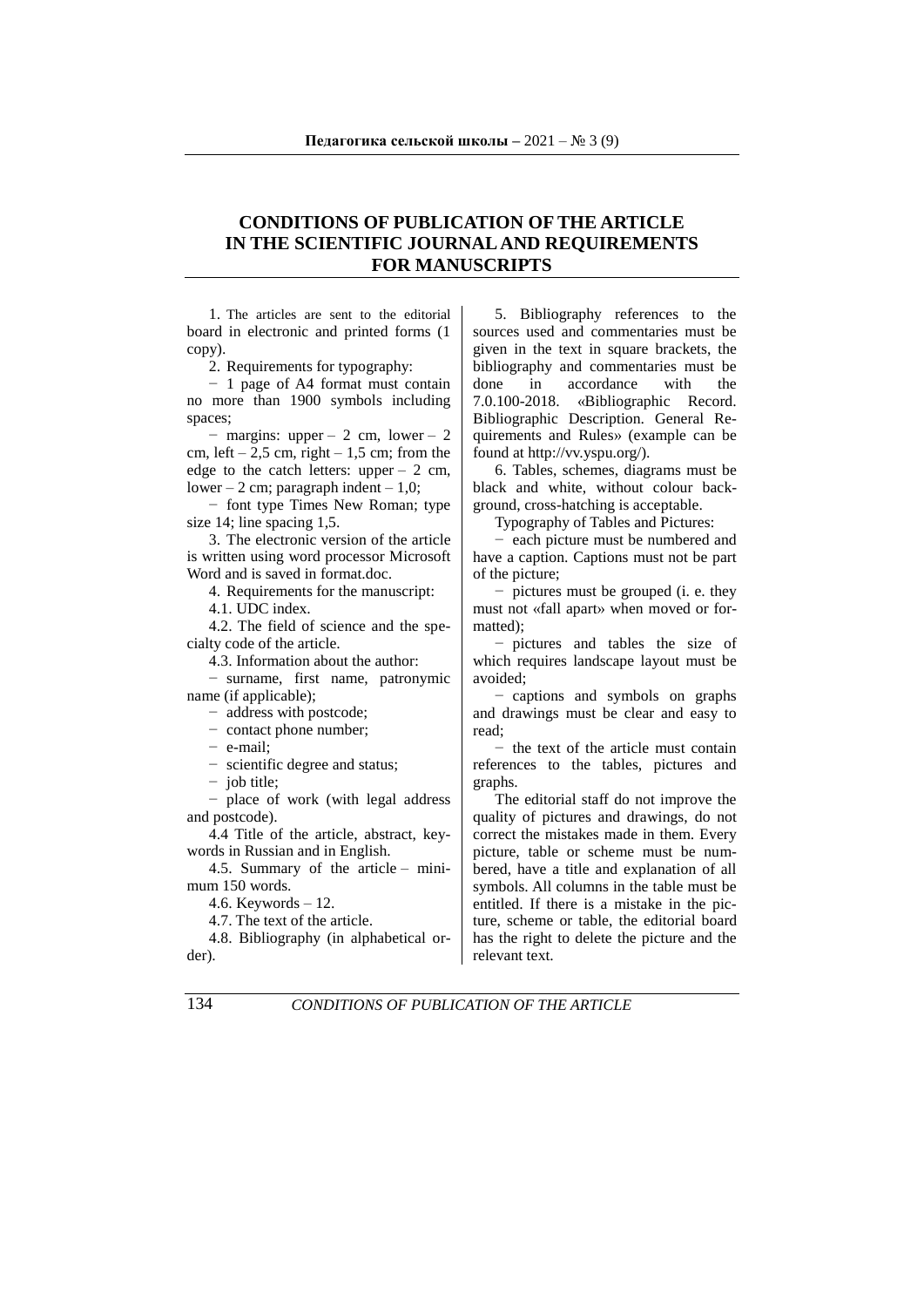# CONDITIONS OF PUBLICATION OF THE ARTICLE IN THE SCIENTIFIC JOURNAL AND REQUIREMENTS FOR MANUSCRIPTS

1. The articles are sent to the editorial board in electronic and printed forms (1 copy).

2. Requirements for typography:

− 1 page of A4 format must contain no more than 1900 symbols including spaces;

− margins: upper – 2 cm, lower – 2 cm, left – 2,5 cm, right – 1,5 cm; from the edge to the catch letters: upper – 2 cm, lower – 2 cm; paragraph indent – 1,0;

− font type Times New Roman; type size 14; line spacing 1,5.

3. The electronic version of the article is written using word processor Microsoft Word and is saved in format.doc.

4. Requirements for the manuscript:

4.1. UDC index.

4.2. The field of science and the specialty code of the article.

4.3. Information about the author:

− surname, first name, patronymic name (if applicable);

− address with postcode;

− contact phone number;

− e-mail;

− scientific degree and status;

− job title;

− place of work (with legal address and postcode).

4.4 Title of the article, abstract, keywords in Russian and in English.

4.5. Summary of the article – minimum 150 words.

4.6. Keywords – 12.

4.7. The text of the article.

4.8. Bibliography (in alphabetical order).

5. Bibliography references to the sources used and commentaries must be given in the text in square brackets, the bibliography and commentaries must be done in accordance with the 7.0.100-2018. «Bibliographic Record. Bibliographic Description. General Requirements and Rules» (example can be found at http://vv.yspu.org/).

6. Tables, schemes, diagrams must be black and white, without colour background, cross-hatching is acceptable.

Typography of Tables and Pictures:

− each picture must be numbered and have a caption. Captions must not be part of the picture;

− pictures must be grouped (i. e. they must not «fall apart» when moved or formatted);

− pictures and tables the size of which requires landscape layout must be avoided;

− captions and symbols on graphs and drawings must be clear and easy to read;

− the text of the article must contain references to the tables, pictures and graphs.

The editorial staff do not improve the quality of pictures and drawings, do not correct the mistakes made in them. Every picture, table or scheme must be numbered, have a title and explanation of all symbols. All columns in the table must be entitled. If there is a mistake in the picture, scheme or table, the editorial board has the right to delete the picture and the relevant text.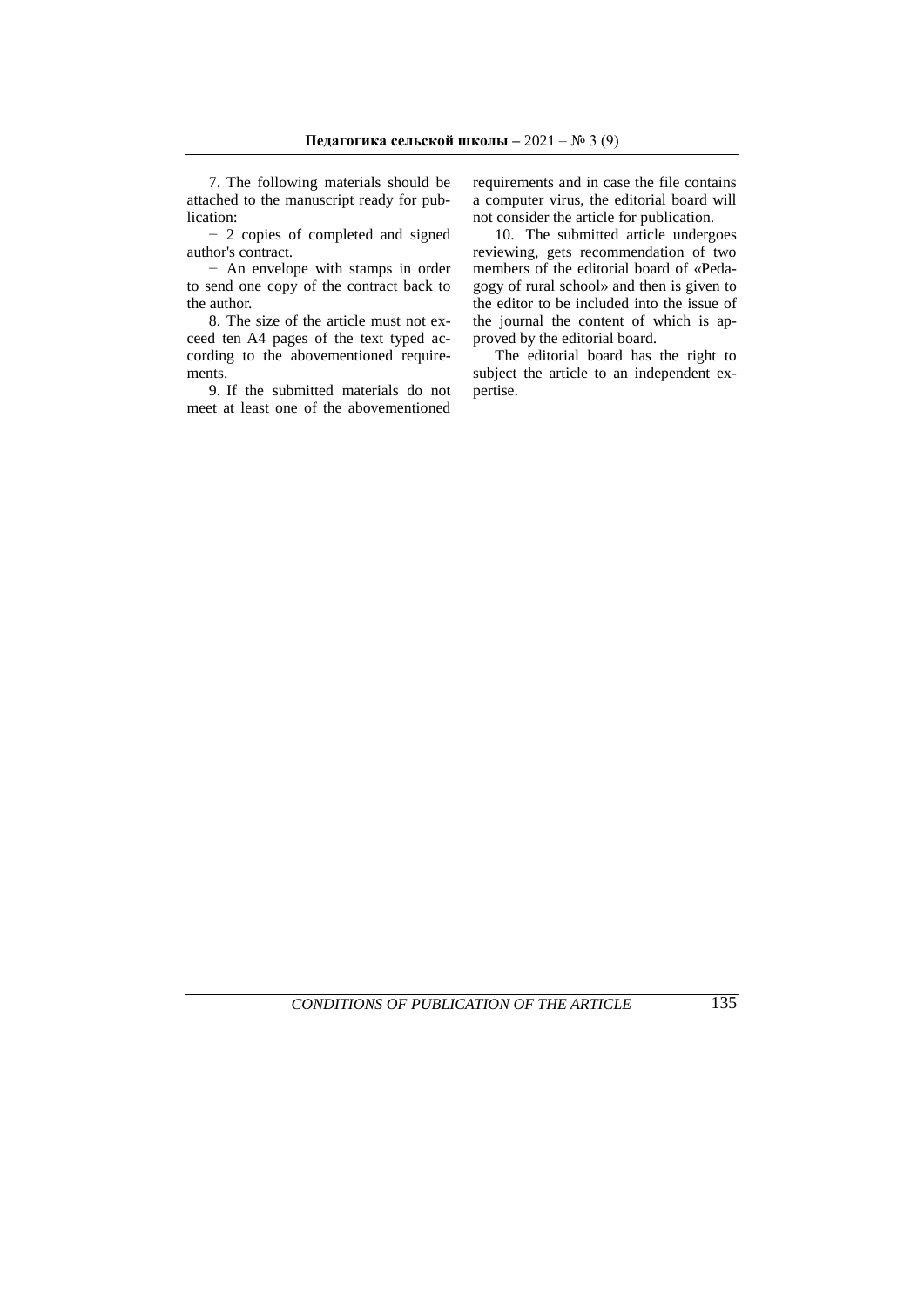7. The following materials should be attached to the manuscript ready for publication:

− 2 copies of completed and signed author's contract.

− An envelope with stamps in order to send one copy of the contract back to the author.

8. The size of the article must not exceed ten A4 pages of the text typed according to the abovementioned requirements.

9. If the submitted materials do not meet at least one of the abovementioned requirements and in case the file contains a computer virus, the editorial board will not consider the article for publication.

10. The submitted article undergoes reviewing, gets recommendation of two members of the editorial board of «Pedagogy of rural school» and then is given to the editor to be included into the issue of the journal the content of which is approved by the editorial board.

The editorial board has the right to subject the article to an independent expertise.